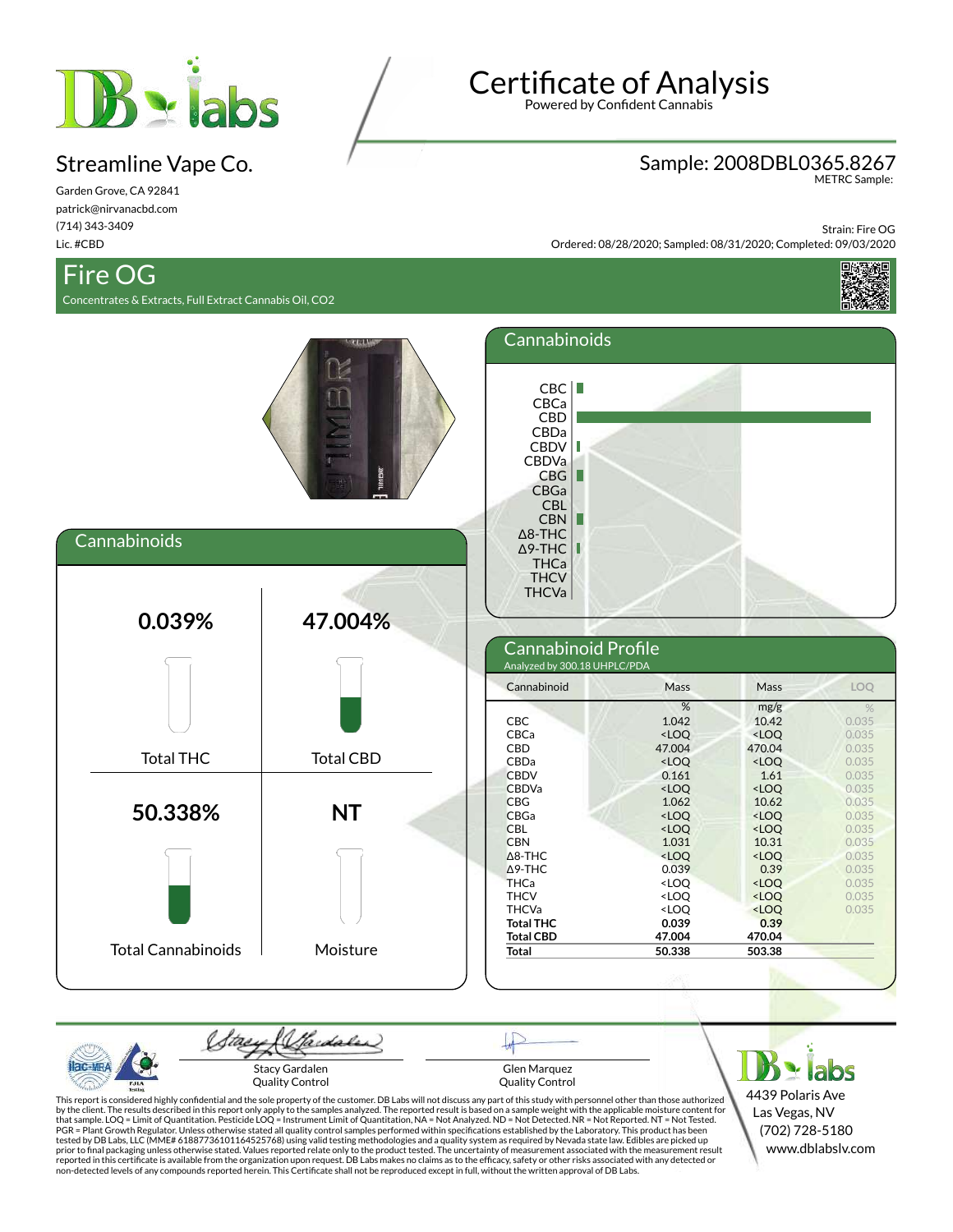# Certificate of Analysis

Powered by Confident Cannabis

## Streamline Vape Co.

Garden Grove, CA 92841
patrick@nirvanacbd.com
(714) 343-3409
Lic. #CBD

## Sample: 2008DBL0365.8267

METRC Sample:

Strain: Fire OG
Ordered: 08/28/2020; Sampled: 08/31/2020; Completed: 09/03/2020

## Fire OG

Concentrates & Extracts, Full Extract Cannabis Oil, CO2

### Cannabinoids

| 0.039% | 47.004% |
|---|---|
| Total THC | Total CBD |
| **50.338%** | **NT** |
| Total Cannabinoids | Moisture |

### Cannabinoid Profile

Analyzed by 300.18 UHPLC/PDA

| Cannabinoid | Mass % | Mass mg/g | LOQ % |
|---|---|---|---|
| CBC | 1.042 | 10.42 | 0.035 |
| CBCa | <LOQ | <LOQ | 0.035 |
| CBD | 47.004 | 470.04 | 0.035 |
| CBDa | <LOQ | <LOQ | 0.035 |
| CBDV | 0.161 | 1.61 | 0.035 |
| CBDVa | <LOQ | <LOQ | 0.035 |
| CBG | 1.062 | 10.62 | 0.035 |
| CBGa | <LOQ | <LOQ | 0.035 |
| CBL | <LOQ | <LOQ | 0.035 |
| CBN | 1.031 | 10.31 | 0.035 |
| Δ8-THC | <LOQ | <LOQ | 0.035 |
| Δ9-THC | 0.039 | 0.39 | 0.035 |
| THCa | <LOQ | <LOQ | 0.035 |
| THCV | <LOQ | <LOQ | 0.035 |
| THCVa | <LOQ | <LOQ | 0.035 |
| **Total THC** | **0.039** | **0.39** | |
| **Total CBD** | **47.004** | **470.04** | |
| **Total** | **50.338** | **503.38** | |

Stacy Gardalen
Quality Control

Glen Marquez
Quality Control

DB labs
4439 Polaris Ave
Las Vegas, NV
(702) 728-5180
www.dblabslv.com

This report is considered highly confidential and the sole property of the customer. DB Labs will not discuss any part of this study with personnel other than those authorized by the client. The results described in this report only apply to the samples analyzed. The reported result is based on a sample weight with the applicable moisture content for that sample. LOQ = Limit of Quantitation. Pesticide LOQ = Instrument Limit of Quantitation, NA = Not Analyzed. ND = Not Detected. NR = Not Reported. NT = Not Tested. PGR = Plant Growth Regulator. Unless otherwise stated all quality control samples performed within specifications established by the Laboratory. This product has been tested by DB Labs, LLC (MME# 61887736101164525768) using valid testing methodologies and a quality system as required by Nevada state law. Edibles are picked up prior to final packaging unless otherwise stated. Values reported relate only to the product tested. The uncertainty of measurement associated with the measurement result reported in this certificate is available from the organization upon request. DB Labs makes no claims as to the efficacy, safety or other risks associated with any detected or non-detected levels of any compounds reported herein. This Certificate shall not be reproduced except in full, without the written approval of DB Labs.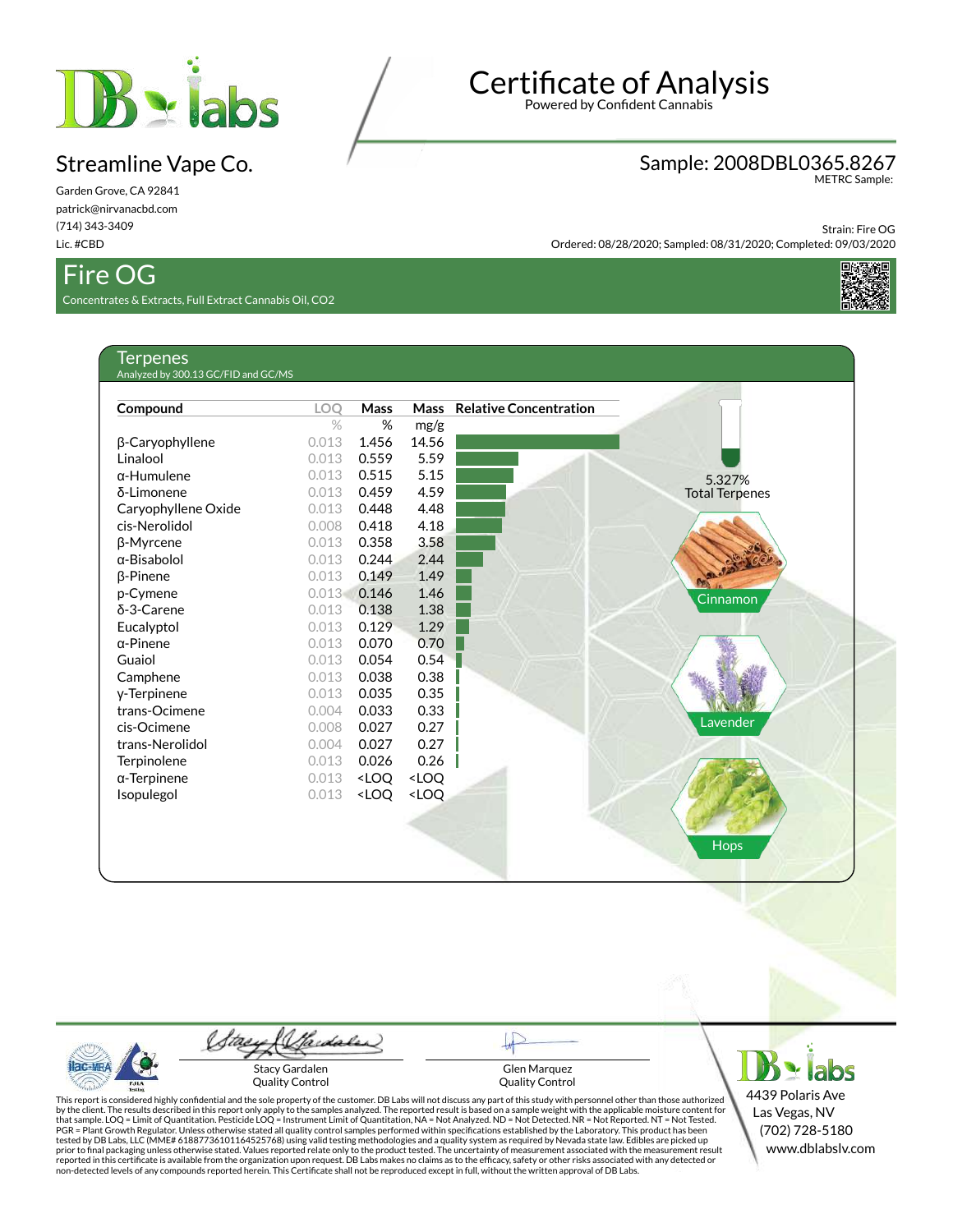# Certificate of Analysis

Powered by Confident Cannabis

## Streamline Vape Co.

Garden Grove, CA 92841
patrick@nirvanacbd.com
(714) 343-3409
Lic. #CBD

Sample: 2008DBL0365.8267
METRC Sample:

Strain: Fire OG
Ordered: 08/28/2020; Sampled: 08/31/2020; Completed: 09/03/2020

## Fire OG

Concentrates & Extracts, Full Extract Cannabis Oil, CO2

### Terpenes

Analyzed by 300.13 GC/FID and GC/MS

| Compound | LOQ | Mass | Mass |
|---|---|---|---|
| | % | % | mg/g |
| β-Caryophyllene | 0.013 | 1.456 | 14.56 |
| Linalool | 0.013 | 0.559 | 5.59 |
| α-Humulene | 0.013 | 0.515 | 5.15 |
| δ-Limonene | 0.013 | 0.459 | 4.59 |
| Caryophyllene Oxide | 0.013 | 0.448 | 4.48 |
| cis-Nerolidol | 0.008 | 0.418 | 4.18 |
| β-Myrcene | 0.013 | 0.358 | 3.58 |
| α-Bisabolol | 0.013 | 0.244 | 2.44 |
| β-Pinene | 0.013 | 0.149 | 1.49 |
| p-Cymene | 0.013 | 0.146 | 1.46 |
| δ-3-Carene | 0.013 | 0.138 | 1.38 |
| Eucalyptol | 0.013 | 0.129 | 1.29 |
| α-Pinene | 0.013 | 0.070 | 0.70 |
| Guaiol | 0.013 | 0.054 | 0.54 |
| Camphene | 0.013 | 0.038 | 0.38 |
| γ-Terpinene | 0.013 | 0.035 | 0.35 |
| trans-Ocimene | 0.004 | 0.033 | 0.33 |
| cis-Ocimene | 0.008 | 0.027 | 0.27 |
| trans-Nerolidol | 0.004 | 0.027 | 0.27 |
| Terpinolene | 0.013 | 0.026 | 0.26 |
| α-Terpinene | 0.013 | <LOQ | <LOQ |
| Isopulegol | 0.013 | <LOQ | <LOQ |

Relative Concentration

5.327%
Total Terpenes

Cinnamon

Lavender

Hops

Stacy Gardalen
Quality Control

Glen Marquez
Quality Control

This report is considered highly confidential and the sole property of the customer. DB Labs will not discuss any part of this study with personnel other than those authorized by the client. The results described in this report only apply to the samples analyzed. The reported result is based on a sample weight with the applicable moisture content for that sample. LOQ = Limit of Quantitation. Pesticide LOQ = Instrument Limit of Quantitation, NA = Not Analyzed. ND = Not Detected. NR = Not Reported. NT = Not Tested. PGR = Plant Growth Regulator. Unless otherwise stated all quality control samples performed within specifications established by the Laboratory. This product has been tested by DB Labs, LLC (MME# 61887736101164525768) using valid testing methodologies and a quality system as required by Nevada state law. Edibles are picked up prior to final packaging unless otherwise stated. Values reported relate only to the product tested. The uncertainty of measurement associated with the measurement result reported in this certificate is available from the organization upon request. DB Labs makes no claims as to the efficacy, safety or other risks associated with any detected or non-detected levels of any compounds reported herein. This Certificate shall not be reproduced except in full, without the written approval of DB Labs.

4439 Polaris Ave
Las Vegas, NV
(702) 728-5180
www.dblabslv.com